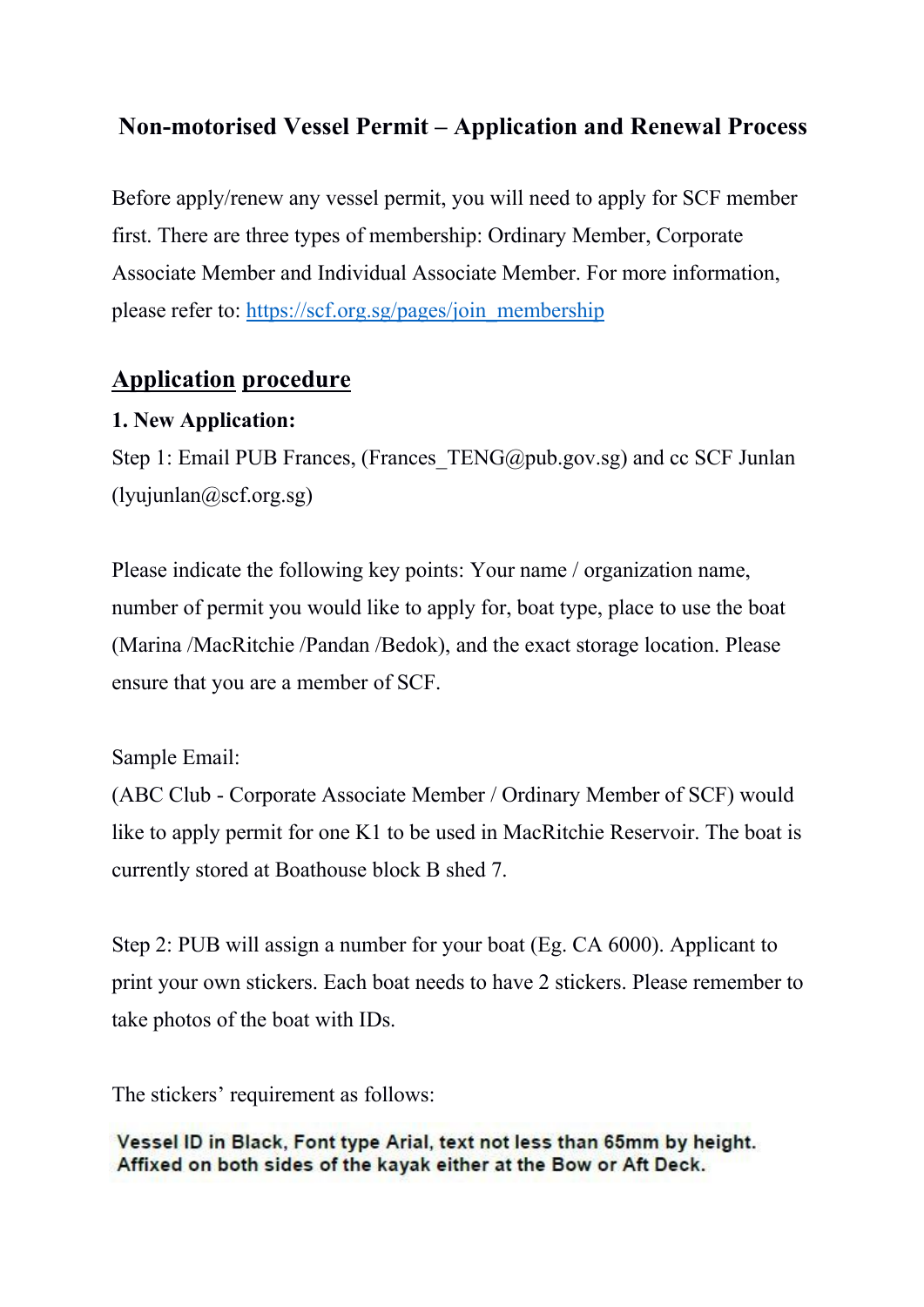# Non-motorised Vessel Permit – Application and Renewal Process

Before apply/renew any vessel permit, you will need to apply for SCF member first. There are three types of membership: Ordinary Member, Corporate Associate Member and Individual Associate Member. For more information, please refer to: [https://scf.org.sg/pages/join_membership](https://scf.org.sg/pages/join_membership)

## Application procedure

**1. New Application:**

Step 1: Email PUB Frances, (Frances_TENG@pub.gov.sg) and cc SCF Junlan (lyujunlan@scf.org.sg)

Please indicate the following key points: Your name / organization name, number of permit you would like to apply for, boat type, place to use the boat (Marina /MacRitchie /Pandan /Bedok), and the exact storage location. Please ensure that you are a member of SCF.

Sample Email:

(ABC Club - Corporate Associate Member / Ordinary Member of SCF) would like to apply permit for one K1 to be used in MacRitchie Reservoir. The boat is currently stored at Boathouse block B shed 7.

Step 2: PUB will assign a number for your boat (Eg. CA 6000). Applicant to print your own stickers. Each boat needs to have 2 stickers. Please remember to take photos of the boat with IDs.

The stickers' requirement as follows:

**Vessel ID in Black, Font type Arial, text not less than 65mm by height. Affixed on both sides of the kayak either at the Bow or Aft Deck.**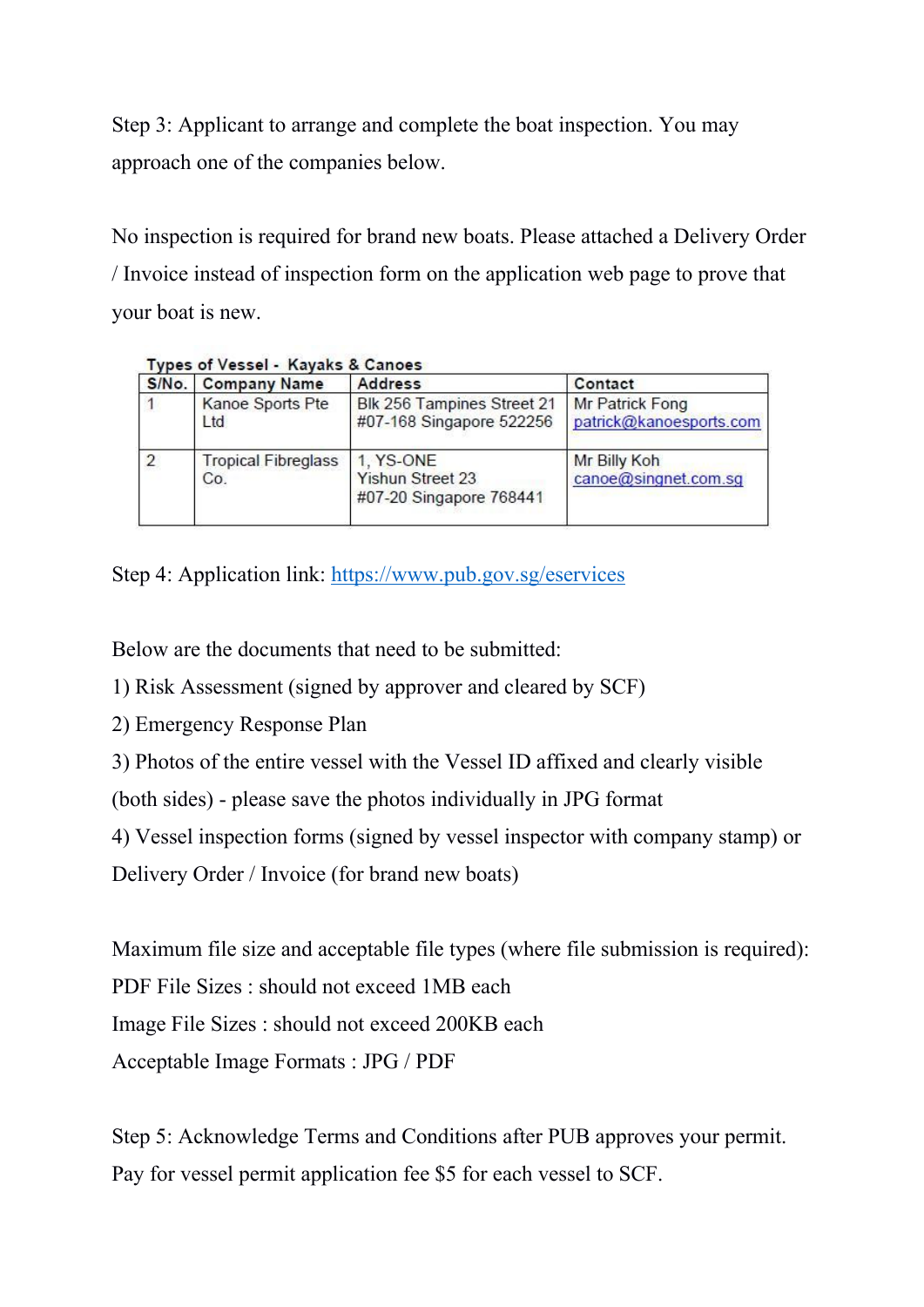Step 3: Applicant to arrange and complete the boat inspection. You may approach one of the companies below.

No inspection is required for brand new boats. Please attached a Delivery Order / Invoice instead of inspection form on the application web page to prove that your boat is new.

**Types of Vessel - Kayaks & Canoes**

| S/No. | Company Name | Address | Contact |
|---|---|---|---|
| 1 | Kanoe Sports Pte Ltd | Blk 256 Tampines Street 21 #07-168 Singapore 522256 | Mr Patrick Fong patrick@kanoesports.com |
| 2 | Tropical Fibreglass Co. | 1, YS-ONE Yishun Street 23 #07-20 Singapore 768441 | Mr Billy Koh canoe@singnet.com.sg |

Step 4: Application link: [https://www.pub.gov.sg/eservices](https://www.pub.gov.sg/eservices)

Below are the documents that need to be submitted:

1) Risk Assessment (signed by approver and cleared by SCF)
2) Emergency Response Plan
3) Photos of the entire vessel with the Vessel ID affixed and clearly visible (both sides) - please save the photos individually in JPG format
4) Vessel inspection forms (signed by vessel inspector with company stamp) or Delivery Order / Invoice (for brand new boats)

Maximum file size and acceptable file types (where file submission is required):
PDF File Sizes : should not exceed 1MB each
Image File Sizes : should not exceed 200KB each
Acceptable Image Formats : JPG / PDF

Step 5: Acknowledge Terms and Conditions after PUB approves your permit. Pay for vessel permit application fee $5 for each vessel to SCF.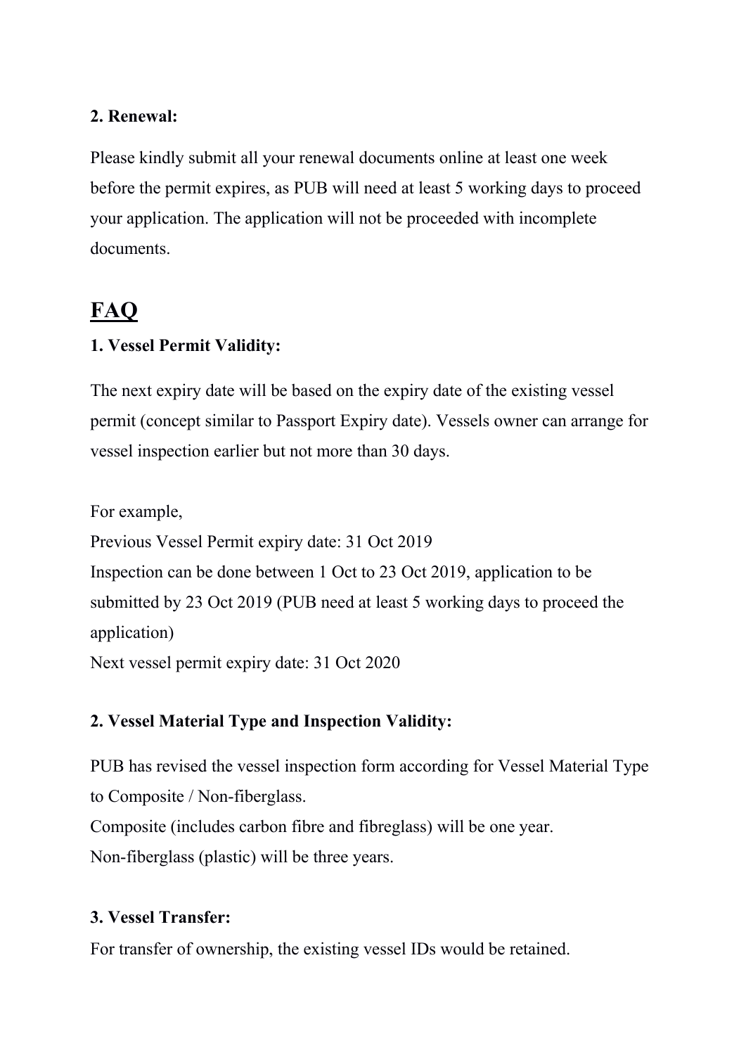**2. Renewal:**

Please kindly submit all your renewal documents online at least one week before the permit expires, as PUB will need at least 5 working days to proceed your application. The application will not be proceeded with incomplete documents.

# <u>FAQ</u>

**1. Vessel Permit Validity:**

The next expiry date will be based on the expiry date of the existing vessel permit (concept similar to Passport Expiry date). Vessels owner can arrange for vessel inspection earlier but not more than 30 days.

For example,
Previous Vessel Permit expiry date: 31 Oct 2019
Inspection can be done between 1 Oct to 23 Oct 2019, application to be submitted by 23 Oct 2019 (PUB need at least 5 working days to proceed the application)
Next vessel permit expiry date: 31 Oct 2020

**2. Vessel Material Type and Inspection Validity:**

PUB has revised the vessel inspection form according for Vessel Material Type to Composite / Non-fiberglass.
Composite (includes carbon fibre and fibreglass) will be one year.
Non-fiberglass (plastic) will be three years.

**3. Vessel Transfer:**

For transfer of ownership, the existing vessel IDs would be retained.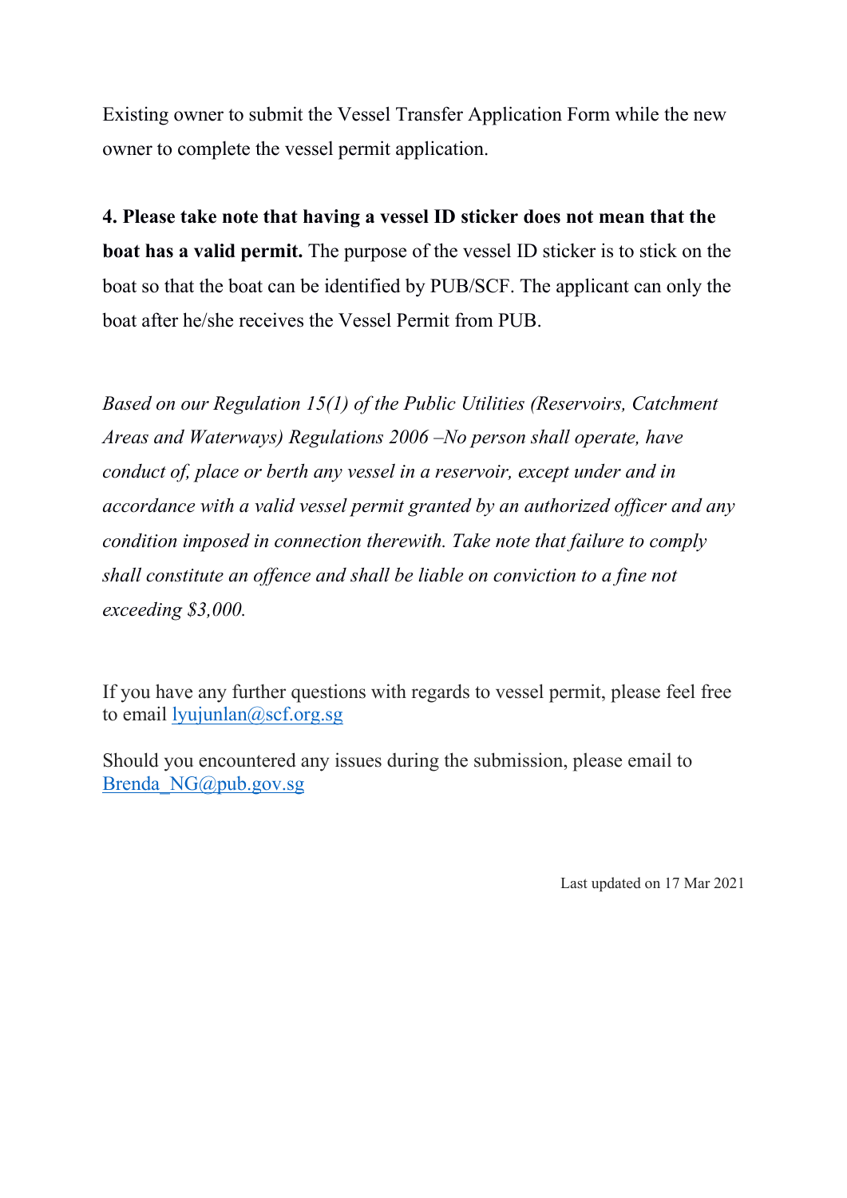Existing owner to submit the Vessel Transfer Application Form while the new owner to complete the vessel permit application.

**4. Please take note that having a vessel ID sticker does not mean that the boat has a valid permit.** The purpose of the vessel ID sticker is to stick on the boat so that the boat can be identified by PUB/SCF. The applicant can only the boat after he/she receives the Vessel Permit from PUB.

*Based on our Regulation 15(1) of the Public Utilities (Reservoirs, Catchment Areas and Waterways) Regulations 2006 –No person shall operate, have conduct of, place or berth any vessel in a reservoir, except under and in accordance with a valid vessel permit granted by an authorized officer and any condition imposed in connection therewith. Take note that failure to comply shall constitute an offence and shall be liable on conviction to a fine not exceeding $3,000.*

If you have any further questions with regards to vessel permit, please feel free to email lyujunlan@scf.org.sg

Should you encountered any issues during the submission, please email to Brenda_NG@pub.gov.sg

Last updated on 17 Mar 2021